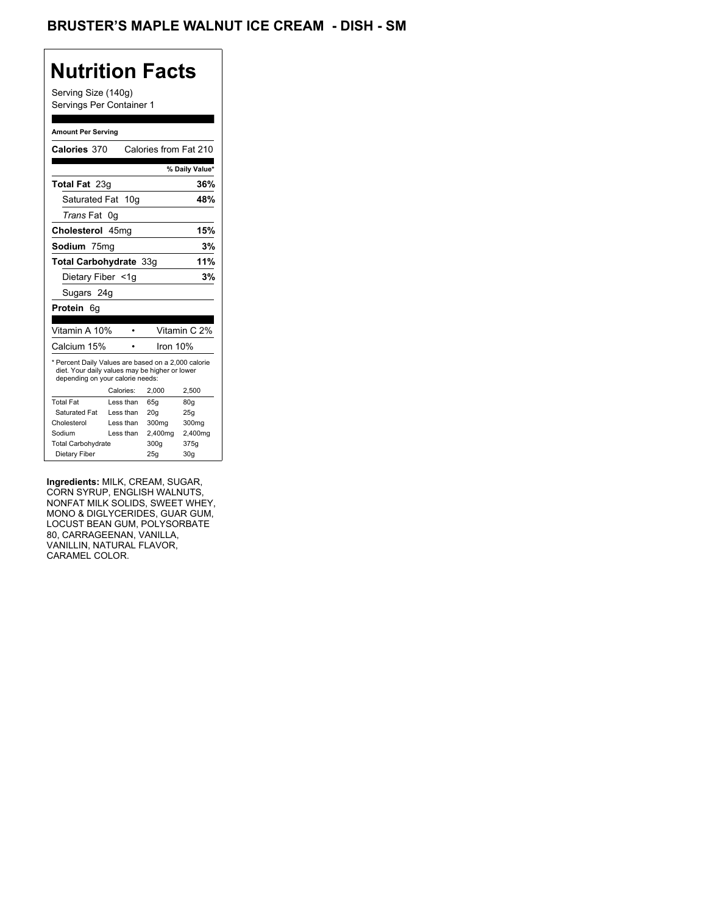## BRUSTER'S MAPLE WALNUT ICE CREAM - DISH - SM

# Nutrition Facts

Serving Size (140g)
Servings Per Container 1

**Amount Per Serving**

| | |
|---|---|
| **Calories** 370 | Calories from Fat 210 |
| | **% Daily Value*** |
| **Total Fat** 23g | **36%** |
| Saturated Fat 10g | **48%** |
| *Trans* Fat 0g | |
| **Cholesterol** 45mg | **15%** |
| **Sodium** 75mg | **3%** |
| **Total Carbohydrate** 33g | **11%** |
| Dietary Fiber <1g | **3%** |
| Sugars 24g | |
| **Protein** 6g | |

| | | |
|---|---|---|
| Vitamin A 10% | • | Vitamin C 2% |
| Calcium 15% | • | Iron 10% |

* Percent Daily Values are based on a 2,000 calorie diet. Your daily values may be higher or lower depending on your calorie needs:

| | Calories: | 2,000 | 2,500 |
|---|---|---|---|
| Total Fat | Less than | 65g | 80g |
| Saturated Fat | Less than | 20g | 25g |
| Cholesterol | Less than | 300mg | 300mg |
| Sodium | Less than | 2,400mg | 2,400mg |
| Total Carbohydrate | | 300g | 375g |
| Dietary Fiber | | 25g | 30g |

**Ingredients:** MILK, CREAM, SUGAR, CORN SYRUP, ENGLISH WALNUTS, NONFAT MILK SOLIDS, SWEET WHEY, MONO & DIGLYCERIDES, GUAR GUM, LOCUST BEAN GUM, POLYSORBATE 80, CARRAGEENAN, VANILLA, VANILLIN, NATURAL FLAVOR, CARAMEL COLOR.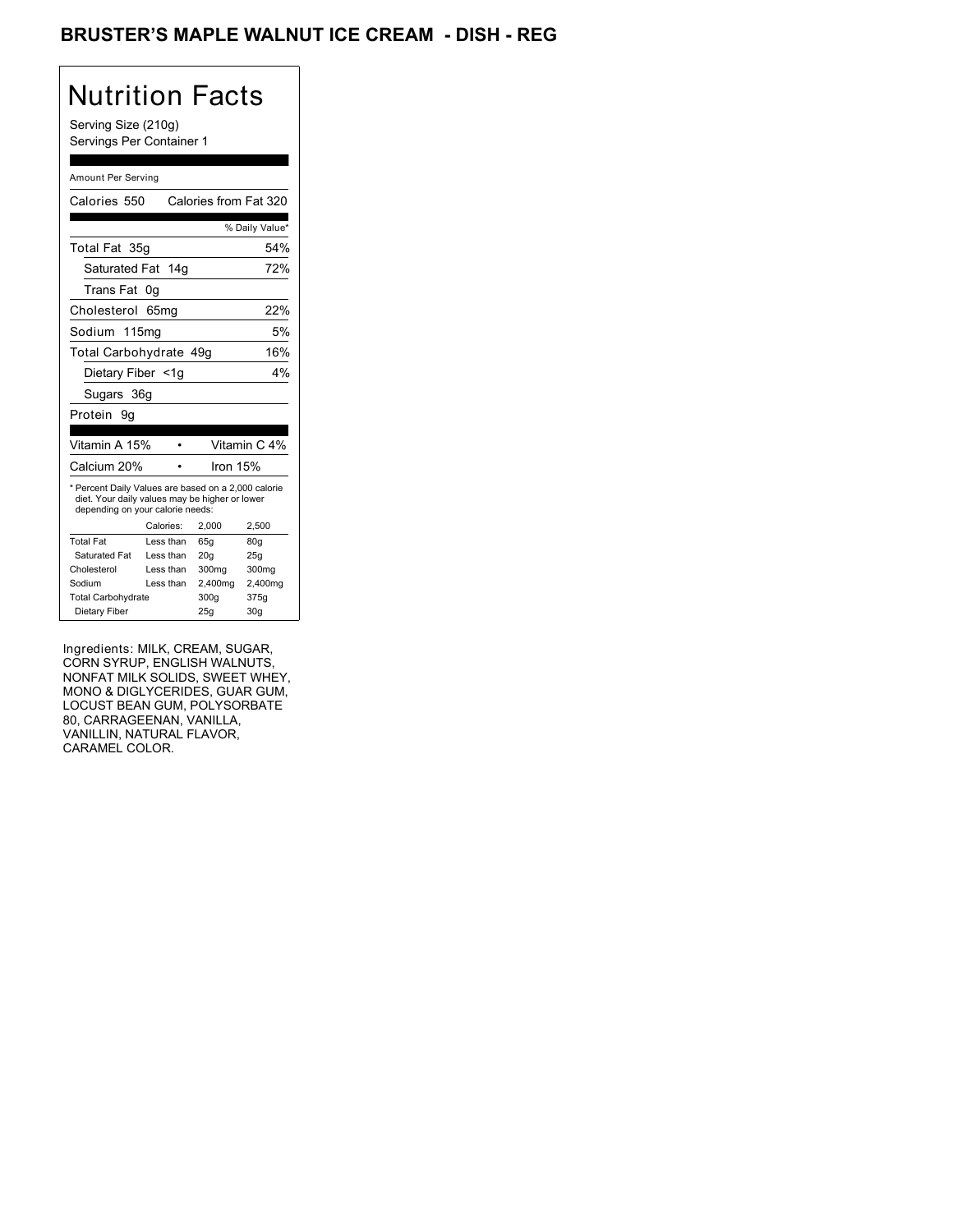# BRUSTER'S MAPLE WALNUT ICE CREAM - DISH - REG

## Nutrition Facts

Serving Size (210g)
Servings Per Container 1

Amount Per Serving

| | |
|---|---|
| Calories 550 | Calories from Fat 320 |
| | % Daily Value* |
| Total Fat 35g | 54% |
| Saturated Fat 14g | 72% |
| Trans Fat 0g | |
| Cholesterol 65mg | 22% |
| Sodium 115mg | 5% |
| Total Carbohydrate 49g | 16% |
| Dietary Fiber <1g | 4% |
| Sugars 36g | |
| Protein 9g | |

| | | |
|---|---|---|
| Vitamin A 15% | • | Vitamin C 4% |
| Calcium 20% | • | Iron 15% |

* Percent Daily Values are based on a 2,000 calorie diet. Your daily values may be higher or lower depending on your calorie needs:

| | Calories: | 2,000 | 2,500 |
|---|---|---|---|
| Total Fat | Less than | 65g | 80g |
| Saturated Fat | Less than | 20g | 25g |
| Cholesterol | Less than | 300mg | 300mg |
| Sodium | Less than | 2,400mg | 2,400mg |
| Total Carbohydrate | | 300g | 375g |
| Dietary Fiber | | 25g | 30g |

Ingredients: MILK, CREAM, SUGAR, CORN SYRUP, ENGLISH WALNUTS, NONFAT MILK SOLIDS, SWEET WHEY, MONO & DIGLYCERIDES, GUAR GUM, LOCUST BEAN GUM, POLYSORBATE 80, CARRAGEENAN, VANILLA, VANILLIN, NATURAL FLAVOR, CARAMEL COLOR.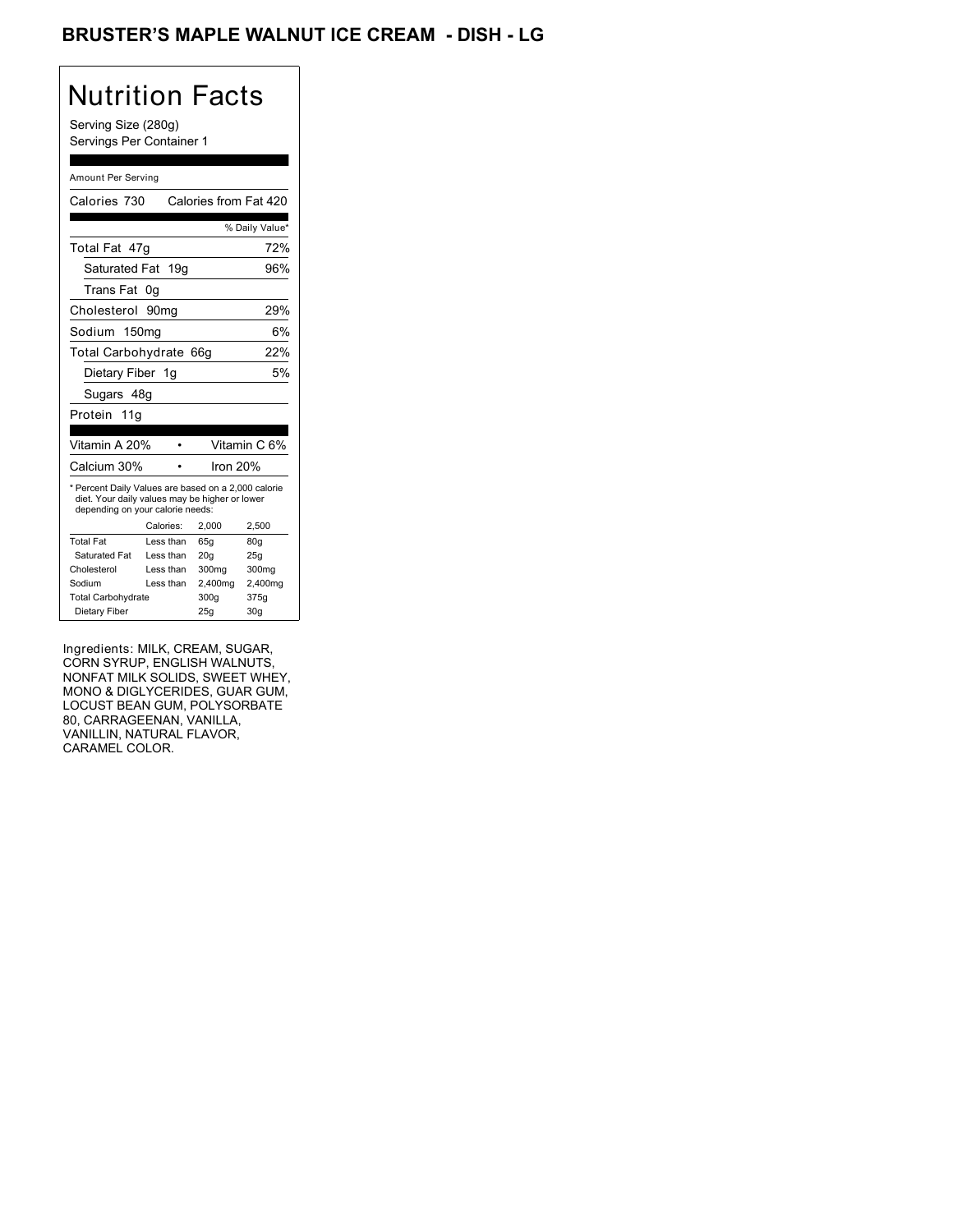# BRUSTER'S MAPLE WALNUT ICE CREAM - DISH - LG

## Nutrition Facts

Serving Size (280g)
Servings Per Container 1

Amount Per Serving

| | |
|---|---|
| Calories 730 | Calories from Fat 420 |
| | % Daily Value* |
| Total Fat 47g | 72% |
| Saturated Fat 19g | 96% |
| Trans Fat 0g | |
| Cholesterol 90mg | 29% |
| Sodium 150mg | 6% |
| Total Carbohydrate 66g | 22% |
| Dietary Fiber 1g | 5% |
| Sugars 48g | |
| Protein 11g | |

| | |
|---|---|
| Vitamin A 20% | Vitamin C 6% |
| Calcium 30% | Iron 20% |

* Percent Daily Values are based on a 2,000 calorie diet. Your daily values may be higher or lower depending on your calorie needs:

| | Calories: | 2,000 | 2,500 |
|---|---|---|---|
| Total Fat | Less than | 65g | 80g |
| Saturated Fat | Less than | 20g | 25g |
| Cholesterol | Less than | 300mg | 300mg |
| Sodium | Less than | 2,400mg | 2,400mg |
| Total Carbohydrate | | 300g | 375g |
| Dietary Fiber | | 25g | 30g |

Ingredients: MILK, CREAM, SUGAR, CORN SYRUP, ENGLISH WALNUTS, NONFAT MILK SOLIDS, SWEET WHEY, MONO & DIGLYCERIDES, GUAR GUM, LOCUST BEAN GUM, POLYSORBATE 80, CARRAGEENAN, VANILLA, VANILLIN, NATURAL FLAVOR, CARAMEL COLOR.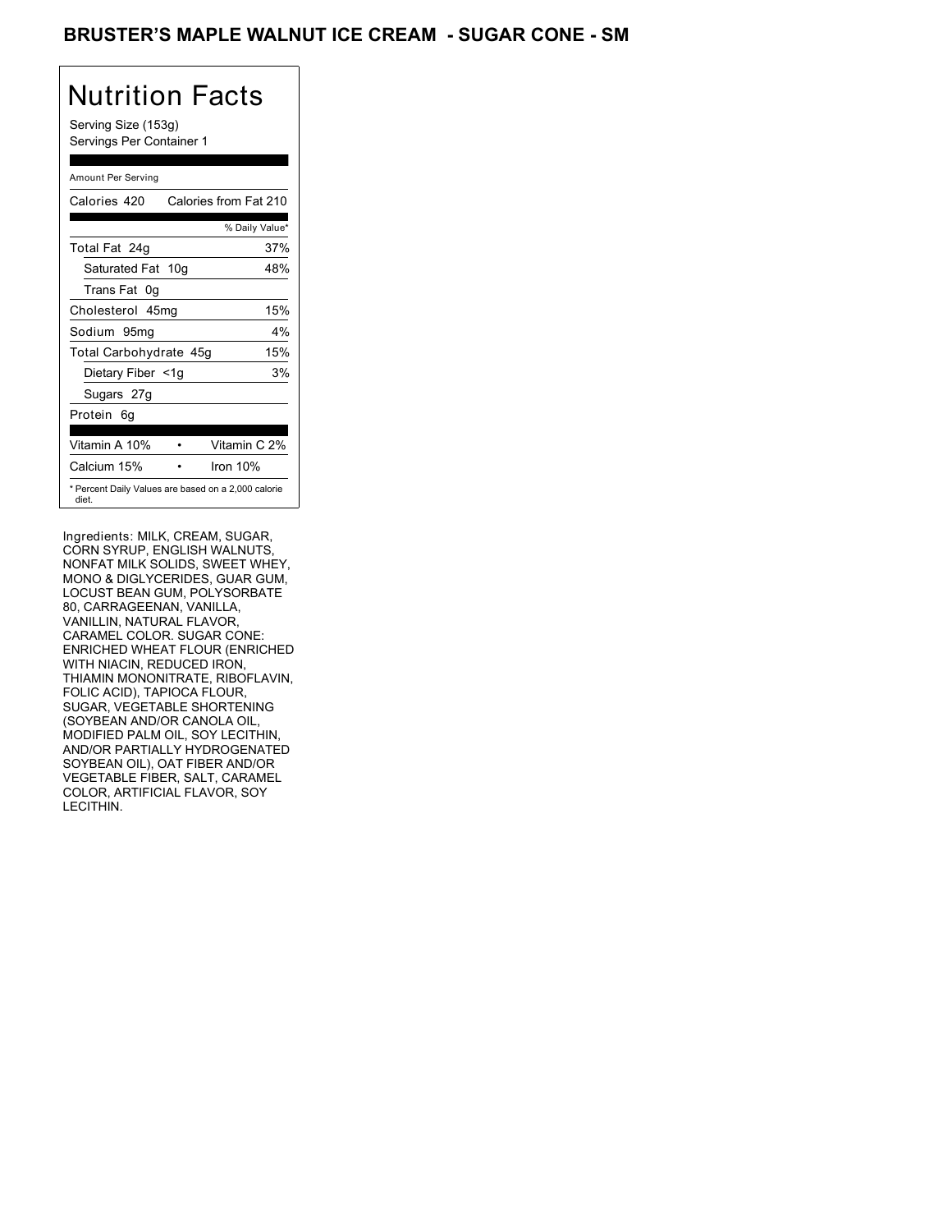## BRUSTER'S MAPLE WALNUT ICE CREAM - SUGAR CONE - SM

# Nutrition Facts

Serving Size (153g)
Servings Per Container 1

Amount Per Serving

| Calories 420 | Calories from Fat 210 |
|---|---|
| | % Daily Value* |
| Total Fat 24g | 37% |
| Saturated Fat 10g | 48% |
| Trans Fat 0g | |
| Cholesterol 45mg | 15% |
| Sodium 95mg | 4% |
| Total Carbohydrate 45g | 15% |
| Dietary Fiber <1g | 3% |
| Sugars 27g | |
| Protein 6g | |

| Vitamin A 10% | • | Vitamin C 2% |
|---|---|---|
| Calcium 15% | • | Iron 10% |

* Percent Daily Values are based on a 2,000 calorie diet.

Ingredients: MILK, CREAM, SUGAR, CORN SYRUP, ENGLISH WALNUTS, NONFAT MILK SOLIDS, SWEET WHEY, MONO & DIGLYCERIDES, GUAR GUM, LOCUST BEAN GUM, POLYSORBATE 80, CARRAGEENAN, VANILLA, VANILLIN, NATURAL FLAVOR, CARAMEL COLOR. SUGAR CONE: ENRICHED WHEAT FLOUR (ENRICHED WITH NIACIN, REDUCED IRON, THIAMIN MONONITRATE, RIBOFLAVIN, FOLIC ACID), TAPIOCA FLOUR, SUGAR, VEGETABLE SHORTENING (SOYBEAN AND/OR CANOLA OIL, MODIFIED PALM OIL, SOY LECITHIN, AND/OR PARTIALLY HYDROGENATED SOYBEAN OIL), OAT FIBER AND/OR VEGETABLE FIBER, SALT, CARAMEL COLOR, ARTIFICIAL FLAVOR, SOY LECITHIN.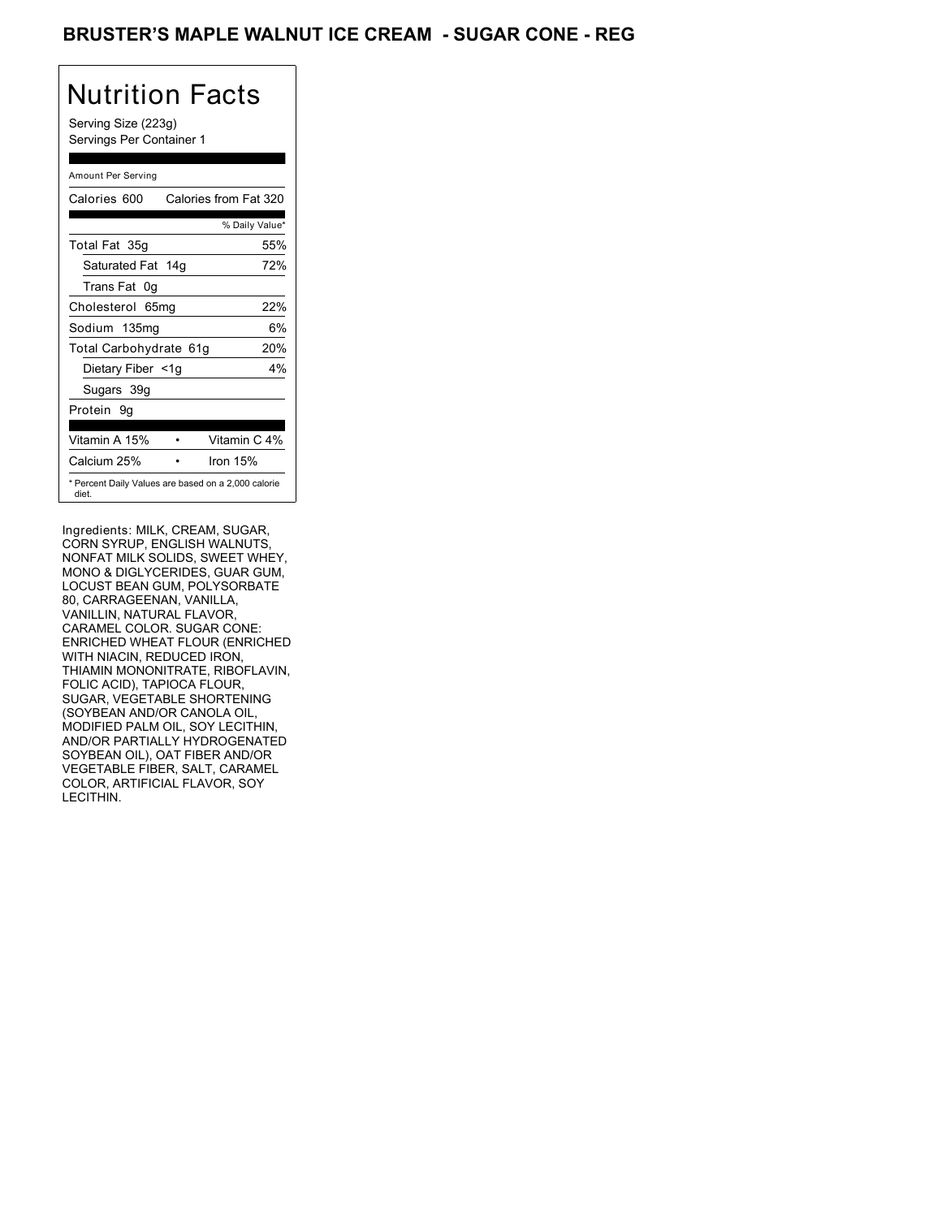# BRUSTER'S MAPLE WALNUT ICE CREAM - SUGAR CONE - REG

## Nutrition Facts

Serving Size (223g)
Servings Per Container 1

Amount Per Serving

| Calories 600 | Calories from Fat 320 |
|---|---|
| | % Daily Value* |
| Total Fat 35g | 55% |
| Saturated Fat 14g | 72% |
| Trans Fat 0g | |
| Cholesterol 65mg | 22% |
| Sodium 135mg | 6% |
| Total Carbohydrate 61g | 20% |
| Dietary Fiber <1g | 4% |
| Sugars 39g | |
| Protein 9g | |

| Vitamin A 15% | • | Vitamin C 4% |
|---|---|---|
| Calcium 25% | • | Iron 15% |

* Percent Daily Values are based on a 2,000 calorie diet.

Ingredients: MILK, CREAM, SUGAR, CORN SYRUP, ENGLISH WALNUTS, NONFAT MILK SOLIDS, SWEET WHEY, MONO & DIGLYCERIDES, GUAR GUM, LOCUST BEAN GUM, POLYSORBATE 80, CARRAGEENAN, VANILLA, VANILLIN, NATURAL FLAVOR, CARAMEL COLOR. SUGAR CONE: ENRICHED WHEAT FLOUR (ENRICHED WITH NIACIN, REDUCED IRON, THIAMIN MONONITRATE, RIBOFLAVIN, FOLIC ACID), TAPIOCA FLOUR, SUGAR, VEGETABLE SHORTENING (SOYBEAN AND/OR CANOLA OIL, MODIFIED PALM OIL, SOY LECITHIN, AND/OR PARTIALLY HYDROGENATED SOYBEAN OIL), OAT FIBER AND/OR VEGETABLE FIBER, SALT, CARAMEL COLOR, ARTIFICIAL FLAVOR, SOY LECITHIN.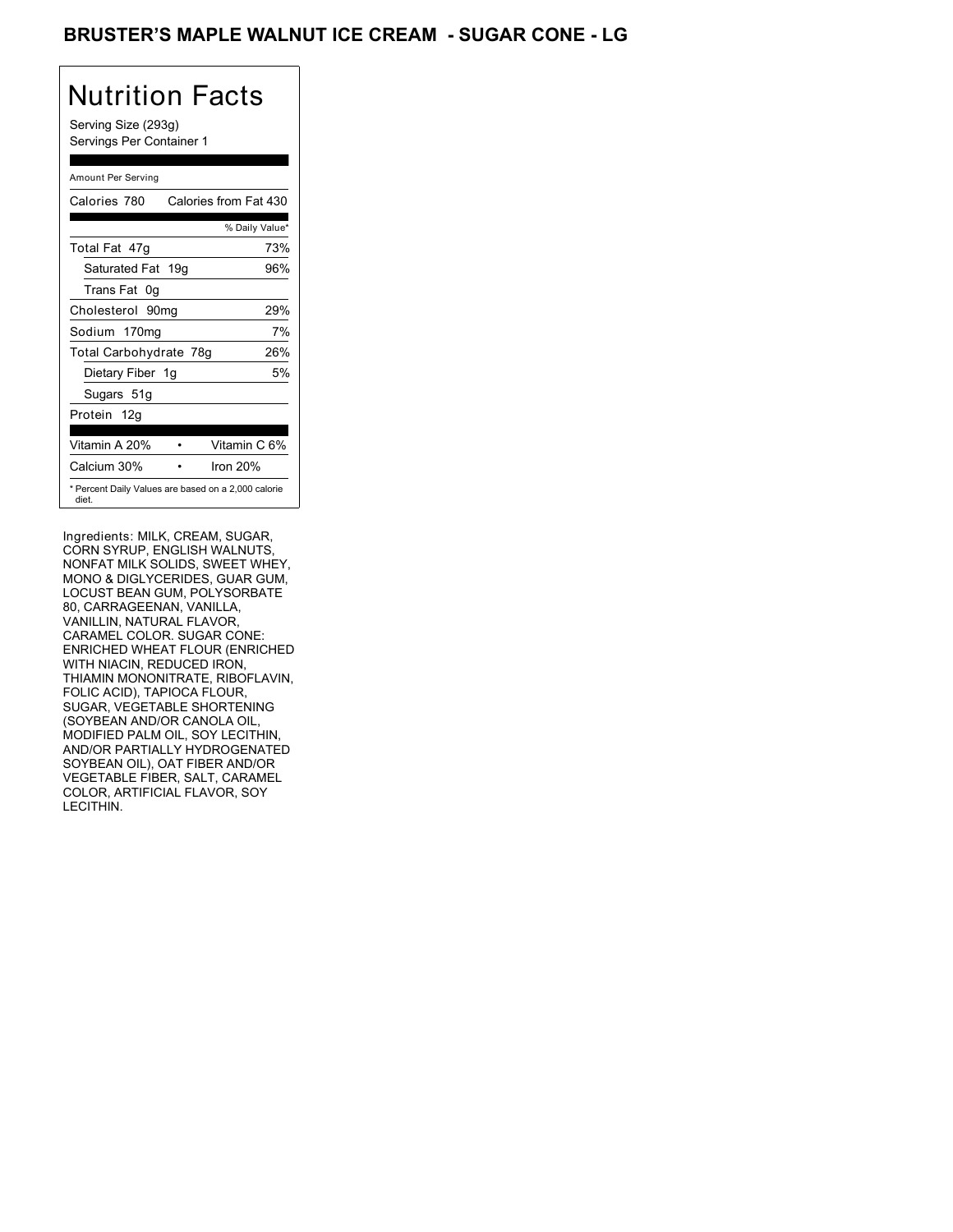# BRUSTER'S MAPLE WALNUT ICE CREAM - SUGAR CONE - LG

## Nutrition Facts

Serving Size (293g)
Servings Per Container 1

| Amount Per Serving | |
|---|---|
| Calories 780 | Calories from Fat 430 |
| | % Daily Value* |
| Total Fat 47g | 73% |
| Saturated Fat 19g | 96% |
| Trans Fat 0g | |
| Cholesterol 90mg | 29% |
| Sodium 170mg | 7% |
| Total Carbohydrate 78g | 26% |
| Dietary Fiber 1g | 5% |
| Sugars 51g | |
| Protein 12g | |
| Vitamin A 20% | Vitamin C 6% |
| Calcium 30% | Iron 20% |

* Percent Daily Values are based on a 2,000 calorie diet.

Ingredients: MILK, CREAM, SUGAR, CORN SYRUP, ENGLISH WALNUTS, NONFAT MILK SOLIDS, SWEET WHEY, MONO & DIGLYCERIDES, GUAR GUM, LOCUST BEAN GUM, POLYSORBATE 80, CARRAGEENAN, VANILLA, VANILLIN, NATURAL FLAVOR, CARAMEL COLOR. SUGAR CONE: ENRICHED WHEAT FLOUR (ENRICHED WITH NIACIN, REDUCED IRON, THIAMIN MONONITRATE, RIBOFLAVIN, FOLIC ACID), TAPIOCA FLOUR, SUGAR, VEGETABLE SHORTENING (SOYBEAN AND/OR CANOLA OIL, MODIFIED PALM OIL, SOY LECITHIN, AND/OR PARTIALLY HYDROGENATED SOYBEAN OIL), OAT FIBER AND/OR VEGETABLE FIBER, SALT, CARAMEL COLOR, ARTIFICIAL FLAVOR, SOY LECITHIN.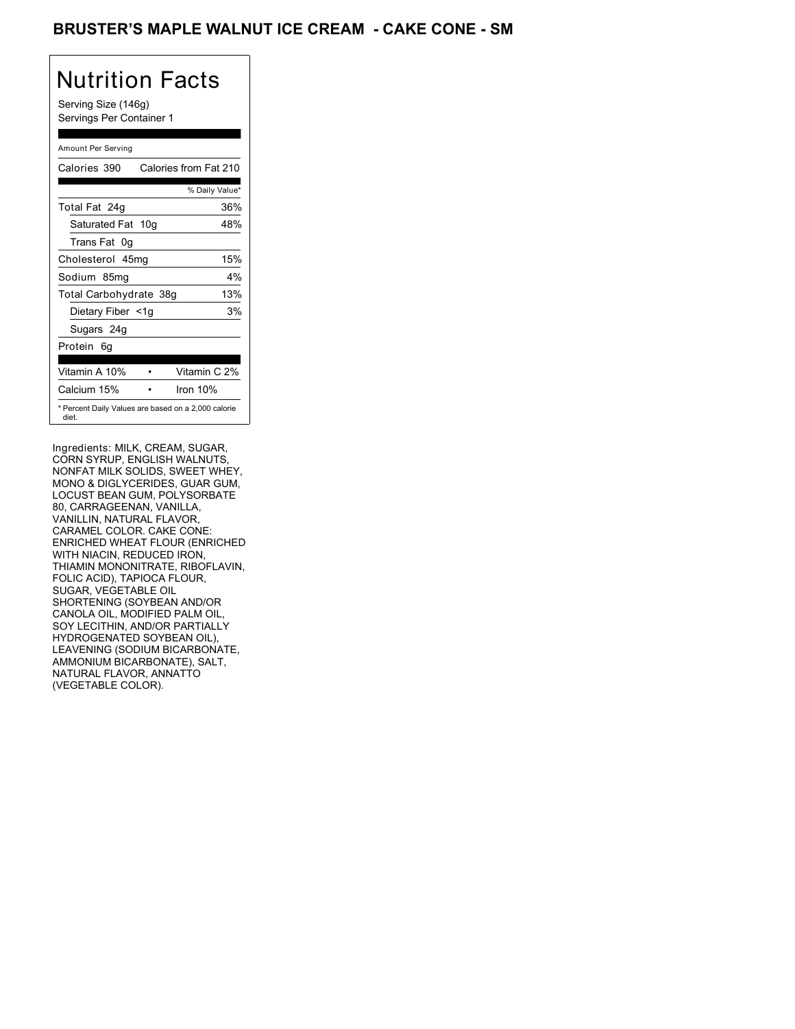# BRUSTER'S MAPLE WALNUT ICE CREAM - CAKE CONE - SM

## Nutrition Facts

Serving Size (146g)
Servings Per Container 1

| Amount Per Serving | |
|---|---|
| Calories 390 | Calories from Fat 210 |
| | % Daily Value* |
| Total Fat 24g | 36% |
| Saturated Fat 10g | 48% |
| Trans Fat 0g | |
| Cholesterol 45mg | 15% |
| Sodium 85mg | 4% |
| Total Carbohydrate 38g | 13% |
| Dietary Fiber <1g | 3% |
| Sugars 24g | |
| Protein 6g | |
| Vitamin A 10% | Vitamin C 2% |
| Calcium 15% | Iron 10% |

* Percent Daily Values are based on a 2,000 calorie diet.

Ingredients: MILK, CREAM, SUGAR, CORN SYRUP, ENGLISH WALNUTS, NONFAT MILK SOLIDS, SWEET WHEY, MONO & DIGLYCERIDES, GUAR GUM, LOCUST BEAN GUM, POLYSORBATE 80, CARRAGEENAN, VANILLA, VANILLIN, NATURAL FLAVOR, CARAMEL COLOR. CAKE CONE: ENRICHED WHEAT FLOUR (ENRICHED WITH NIACIN, REDUCED IRON, THIAMIN MONONITRATE, RIBOFLAVIN, FOLIC ACID), TAPIOCA FLOUR, SUGAR, VEGETABLE OIL SHORTENING (SOYBEAN AND/OR CANOLA OIL, MODIFIED PALM OIL, SOY LECITHIN, AND/OR PARTIALLY HYDROGENATED SOYBEAN OIL), LEAVENING (SODIUM BICARBONATE, AMMONIUM BICARBONATE), SALT, NATURAL FLAVOR, ANNATTO (VEGETABLE COLOR).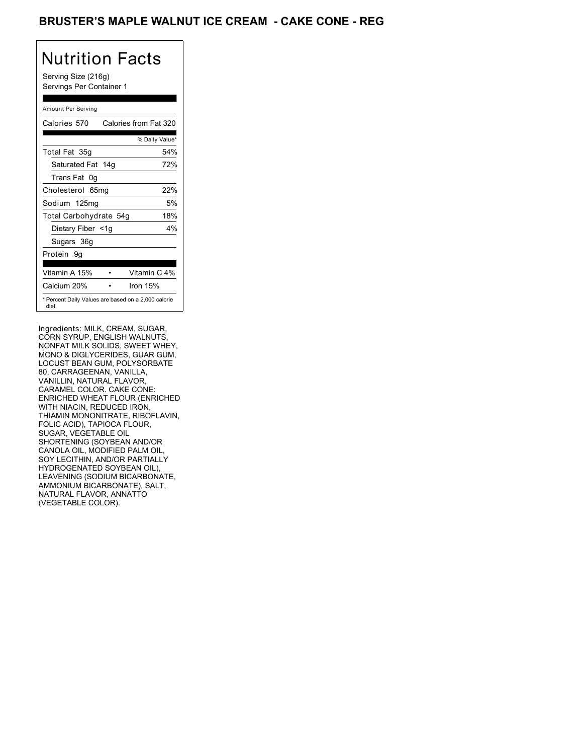# BRUSTER'S MAPLE WALNUT ICE CREAM - CAKE CONE - REG

## Nutrition Facts

Serving Size (216g)
Servings Per Container 1

| Amount Per Serving | |
|---|---|
| Calories 570 | Calories from Fat 320 |
| | % Daily Value* |
| Total Fat 35g | 54% |
| Saturated Fat 14g | 72% |
| Trans Fat 0g | |
| Cholesterol 65mg | 22% |
| Sodium 125mg | 5% |
| Total Carbohydrate 54g | 18% |
| Dietary Fiber <1g | 4% |
| Sugars 36g | |
| Protein 9g | |
| Vitamin A 15% • | Vitamin C 4% |
| Calcium 20% • | Iron 15% |

* Percent Daily Values are based on a 2,000 calorie diet.

Ingredients: MILK, CREAM, SUGAR, CORN SYRUP, ENGLISH WALNUTS, NONFAT MILK SOLIDS, SWEET WHEY, MONO & DIGLYCERIDES, GUAR GUM, LOCUST BEAN GUM, POLYSORBATE 80, CARRAGEENAN, VANILLA, VANILLIN, NATURAL FLAVOR, CARAMEL COLOR. CAKE CONE: ENRICHED WHEAT FLOUR (ENRICHED WITH NIACIN, REDUCED IRON, THIAMIN MONONITRATE, RIBOFLAVIN, FOLIC ACID), TAPIOCA FLOUR, SUGAR, VEGETABLE OIL SHORTENING (SOYBEAN AND/OR CANOLA OIL, MODIFIED PALM OIL, SOY LECITHIN, AND/OR PARTIALLY HYDROGENATED SOYBEAN OIL), LEAVENING (SODIUM BICARBONATE, AMMONIUM BICARBONATE), SALT, NATURAL FLAVOR, ANNATTO (VEGETABLE COLOR).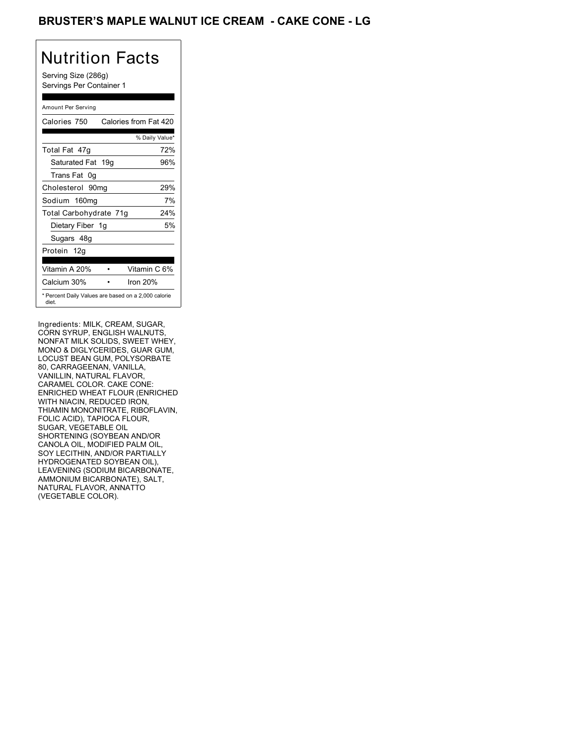# BRUSTER'S MAPLE WALNUT ICE CREAM - CAKE CONE - LG

## Nutrition Facts

Serving Size (286g)
Servings Per Container 1

| Amount Per Serving | |
|---|---|
| Calories 750 | Calories from Fat 420 |
| | % Daily Value* |
| Total Fat 47g | 72% |
| Saturated Fat 19g | 96% |
| Trans Fat 0g | |
| Cholesterol 90mg | 29% |
| Sodium 160mg | 7% |
| Total Carbohydrate 71g | 24% |
| Dietary Fiber 1g | 5% |
| Sugars 48g | |
| Protein 12g | |
| Vitamin A 20% | Vitamin C 6% |
| Calcium 30% | Iron 20% |

\* Percent Daily Values are based on a 2,000 calorie diet.

Ingredients: MILK, CREAM, SUGAR, CORN SYRUP, ENGLISH WALNUTS, NONFAT MILK SOLIDS, SWEET WHEY, MONO & DIGLYCERIDES, GUAR GUM, LOCUST BEAN GUM, POLYSORBATE 80, CARRAGEENAN, VANILLA, VANILLIN, NATURAL FLAVOR, CARAMEL COLOR. CAKE CONE: ENRICHED WHEAT FLOUR (ENRICHED WITH NIACIN, REDUCED IRON, THIAMIN MONONITRATE, RIBOFLAVIN, FOLIC ACID), TAPIOCA FLOUR, SUGAR, VEGETABLE OIL SHORTENING (SOYBEAN AND/OR CANOLA OIL, MODIFIED PALM OIL, SOY LECITHIN, AND/OR PARTIALLY HYDROGENATED SOYBEAN OIL), LEAVENING (SODIUM BICARBONATE, AMMONIUM BICARBONATE), SALT, NATURAL FLAVOR, ANNATTO (VEGETABLE COLOR).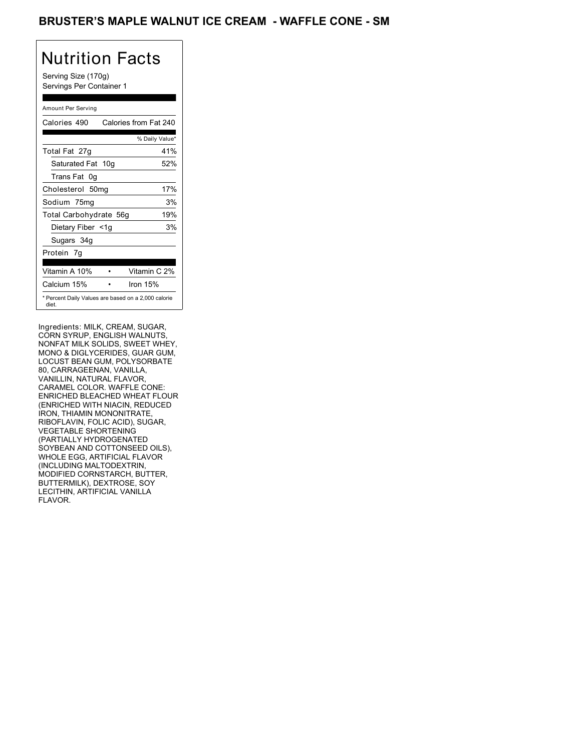# BRUSTER'S MAPLE WALNUT ICE CREAM - WAFFLE CONE - SM

## Nutrition Facts

Serving Size (170g)
Servings Per Container 1

| Amount Per Serving | |
|---|---|
| Calories 490 | Calories from Fat 240 |
| | % Daily Value* |
| Total Fat 27g | 41% |
| Saturated Fat 10g | 52% |
| Trans Fat 0g | |
| Cholesterol 50mg | 17% |
| Sodium 75mg | 3% |
| Total Carbohydrate 56g | 19% |
| Dietary Fiber <1g | 3% |
| Sugars 34g | |
| Protein 7g | |
| Vitamin A 10% | Vitamin C 2% |
| Calcium 15% | Iron 15% |

* Percent Daily Values are based on a 2,000 calorie diet.

Ingredients: MILK, CREAM, SUGAR, CORN SYRUP, ENGLISH WALNUTS, NONFAT MILK SOLIDS, SWEET WHEY, MONO & DIGLYCERIDES, GUAR GUM, LOCUST BEAN GUM, POLYSORBATE 80, CARRAGEENAN, VANILLA, VANILLIN, NATURAL FLAVOR, CARAMEL COLOR. WAFFLE CONE: ENRICHED BLEACHED WHEAT FLOUR (ENRICHED WITH NIACIN, REDUCED IRON, THIAMIN MONONITRATE, RIBOFLAVIN, FOLIC ACID), SUGAR, VEGETABLE SHORTENING (PARTIALLY HYDROGENATED SOYBEAN AND COTTONSEED OILS), WHOLE EGG, ARTIFICIAL FLAVOR (INCLUDING MALTODEXTRIN, MODIFIED CORNSTARCH, BUTTER, BUTTERMILK), DEXTROSE, SOY LECITHIN, ARTIFICIAL VANILLA FLAVOR.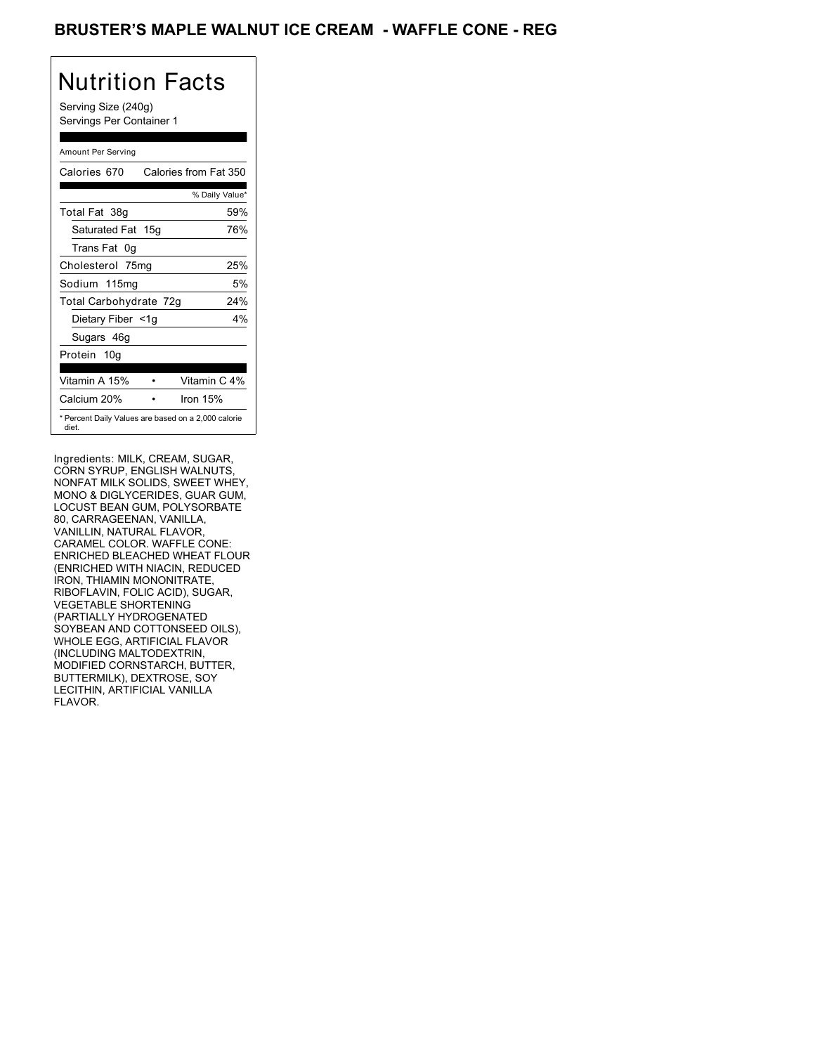# BRUSTER'S MAPLE WALNUT ICE CREAM - WAFFLE CONE - REG

## Nutrition Facts

Serving Size (240g)
Servings Per Container 1

Amount Per Serving

| Calories 670 | Calories from Fat 350 |
|---|---|
| | % Daily Value* |
| Total Fat 38g | 59% |
| Saturated Fat 15g | 76% |
| Trans Fat 0g | |
| Cholesterol 75mg | 25% |
| Sodium 115mg | 5% |
| Total Carbohydrate 72g | 24% |
| Dietary Fiber <1g | 4% |
| Sugars 46g | |
| Protein 10g | |

| Vitamin A 15% | • | Vitamin C 4% |
|---|---|---|
| Calcium 20% | • | Iron 15% |

* Percent Daily Values are based on a 2,000 calorie diet.

Ingredients: MILK, CREAM, SUGAR, CORN SYRUP, ENGLISH WALNUTS, NONFAT MILK SOLIDS, SWEET WHEY, MONO & DIGLYCERIDES, GUAR GUM, LOCUST BEAN GUM, POLYSORBATE 80, CARRAGEENAN, VANILLA, VANILLIN, NATURAL FLAVOR, CARAMEL COLOR. WAFFLE CONE: ENRICHED BLEACHED WHEAT FLOUR (ENRICHED WITH NIACIN, REDUCED IRON, THIAMIN MONONITRATE, RIBOFLAVIN, FOLIC ACID), SUGAR, VEGETABLE SHORTENING (PARTIALLY HYDROGENATED SOYBEAN AND COTTONSEED OILS), WHOLE EGG, ARTIFICIAL FLAVOR (INCLUDING MALTODEXTRIN, MODIFIED CORNSTARCH, BUTTER, BUTTERMILK), DEXTROSE, SOY LECITHIN, ARTIFICIAL VANILLA FLAVOR.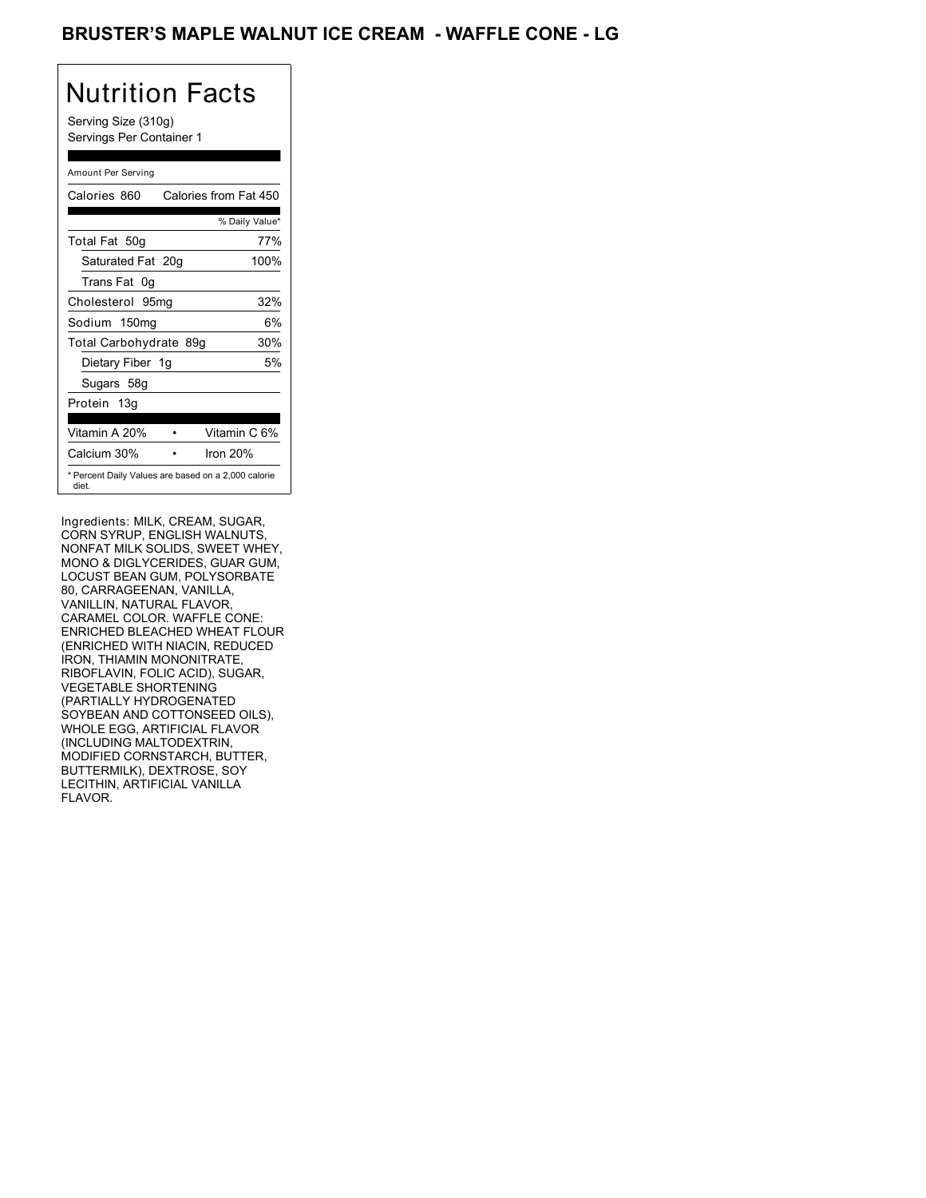# BRUSTER'S MAPLE WALNUT ICE CREAM - WAFFLE CONE - LG

## Nutrition Facts

Serving Size (310g)
Servings Per Container 1

Amount Per Serving

| | |
|---|---|
| Calories 860 | Calories from Fat 450 |
| | % Daily Value* |
| Total Fat 50g | 77% |
| Saturated Fat 20g | 100% |
| Trans Fat 0g | |
| Cholesterol 95mg | 32% |
| Sodium 150mg | 6% |
| Total Carbohydrate 89g | 30% |
| Dietary Fiber 1g | 5% |
| Sugars 58g | |
| Protein 13g | |
| Vitamin A 20% | Vitamin C 6% |
| Calcium 30% | Iron 20% |

* Percent Daily Values are based on a 2,000 calorie diet.

Ingredients: MILK, CREAM, SUGAR, CORN SYRUP, ENGLISH WALNUTS, NONFAT MILK SOLIDS, SWEET WHEY, MONO & DIGLYCERIDES, GUAR GUM, LOCUST BEAN GUM, POLYSORBATE 80, CARRAGEENAN, VANILLA, VANILLIN, NATURAL FLAVOR, CARAMEL COLOR. WAFFLE CONE: ENRICHED BLEACHED WHEAT FLOUR (ENRICHED WITH NIACIN, REDUCED IRON, THIAMIN MONONITRATE, RIBOFLAVIN, FOLIC ACID), SUGAR, VEGETABLE SHORTENING (PARTIALLY HYDROGENATED SOYBEAN AND COTTONSEED OILS), WHOLE EGG, ARTIFICIAL FLAVOR (INCLUDING MALTODEXTRIN, MODIFIED CORNSTARCH, BUTTER, BUTTERMILK), DEXTROSE, SOY LECITHIN, ARTIFICIAL VANILLA FLAVOR.